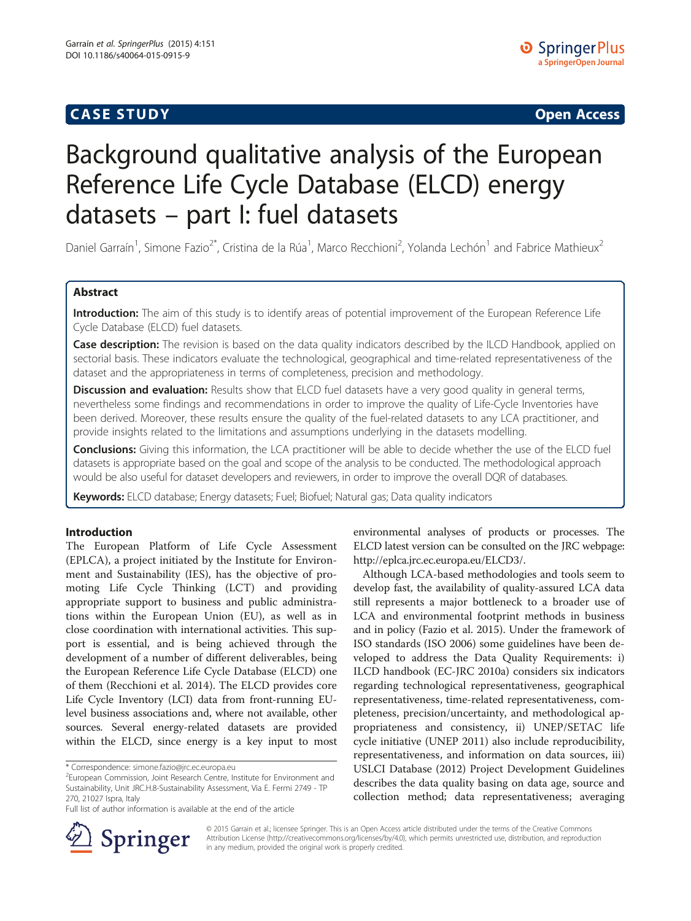**CASE STUDY** **Open Access**

# Background qualitative analysis of the European Reference Life Cycle Database (ELCD) energy datasets – part I: fuel datasets

Daniel Garraín[1], Simone Fazio[2*], Cristina de la Rúa[1], Marco Recchioni[2], Yolanda Lechón[1] and Fabrice Mathieux[2]

## Abstract

**Introduction:** The aim of this study is to identify areas of potential improvement of the European Reference Life Cycle Database (ELCD) fuel datasets.

**Case description:** The revision is based on the data quality indicators described by the ILCD Handbook, applied on sectorial basis. These indicators evaluate the technological, geographical and time-related representativeness of the dataset and the appropriateness in terms of completeness, precision and methodology.

**Discussion and evaluation:** Results show that ELCD fuel datasets have a very good quality in general terms, nevertheless some findings and recommendations in order to improve the quality of Life-Cycle Inventories have been derived. Moreover, these results ensure the quality of the fuel-related datasets to any LCA practitioner, and provide insights related to the limitations and assumptions underlying in the datasets modelling.

**Conclusions:** Giving this information, the LCA practitioner will be able to decide whether the use of the ELCD fuel datasets is appropriate based on the goal and scope of the analysis to be conducted. The methodological approach would be also useful for dataset developers and reviewers, in order to improve the overall DQR of databases.

**Keywords:** ELCD database; Energy datasets; Fuel; Biofuel; Natural gas; Data quality indicators

## Introduction

The European Platform of Life Cycle Assessment (EPLCA), a project initiated by the Institute for Environment and Sustainability (IES), has the objective of promoting Life Cycle Thinking (LCT) and providing appropriate support to business and public administrations within the European Union (EU), as well as in close coordination with international activities. This support is essential, and is being achieved through the development of a number of different deliverables, being the European Reference Life Cycle Database (ELCD) one of them (Recchioni et al. 2014). The ELCD provides core Life Cycle Inventory (LCI) data from front-running EU-level business associations and, where not available, other sources. Several energy-related datasets are provided within the ELCD, since energy is a key input to most environmental analyses of products or processes. The ELCD latest version can be consulted on the JRC webpage: http://eplca.jrc.ec.europa.eu/ELCD3/.

Although LCA-based methodologies and tools seem to develop fast, the availability of quality-assured LCA data still represents a major bottleneck to a broader use of LCA and environmental footprint methods in business and in policy (Fazio et al. 2015). Under the framework of ISO standards (ISO 2006) some guidelines have been developed to address the Data Quality Requirements: i) ILCD handbook (EC-JRC 2010a) considers six indicators regarding technological representativeness, geographical representativeness, time-related representativeness, completeness, precision/uncertainty, and methodological appropriateness and consistency, ii) UNEP/SETAC life cycle initiative (UNEP 2011) also include reproducibility, representativeness, and information on data sources, iii) USLCI Database (2012) Project Development Guidelines describes the data quality basing on data age, source and collection method; data representativeness; averaging

\* Correspondence: simone.fazio@jrc.ec.europa.eu
[2]European Commission, Joint Research Centre, Institute for Environment and Sustainability, Unit JRC.H.8-Sustainability Assessment, Via E. Fermi 2749 - TP 270, 21027 Ispra, Italy
Full list of author information is available at the end of the article

© 2015 Garrain et al.; licensee Springer. This is an Open Access article distributed under the terms of the Creative Commons Attribution License (http://creativecommons.org/licenses/by/4.0), which permits unrestricted use, distribution, and reproduction in any medium, provided the original work is properly credited.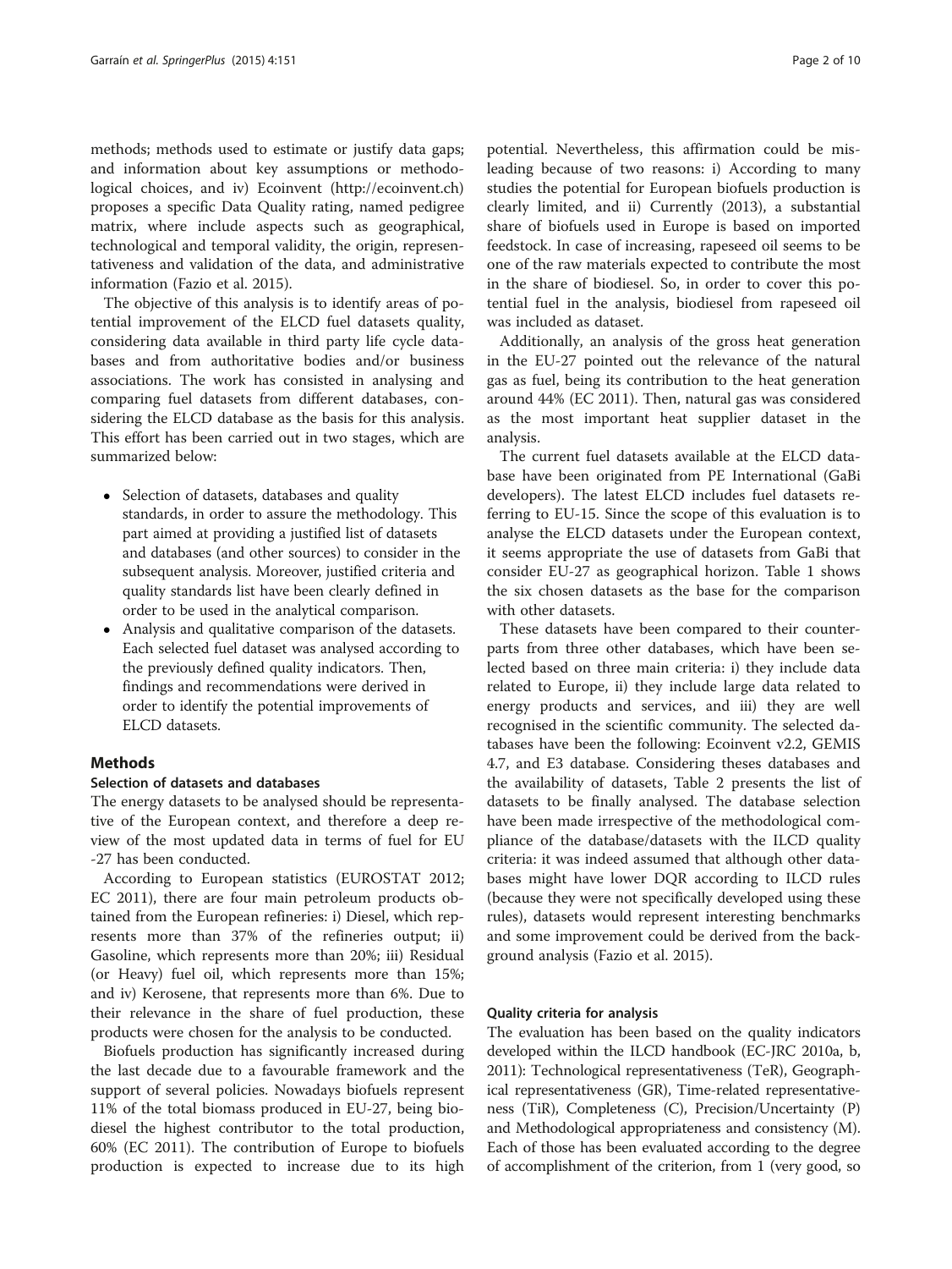methods; methods used to estimate or justify data gaps; and information about key assumptions or methodological choices, and iv) Ecoinvent (http://ecoinvent.ch) proposes a specific Data Quality rating, named pedigree matrix, where include aspects such as geographical, technological and temporal validity, the origin, representativeness and validation of the data, and administrative information (Fazio et al. 2015).

The objective of this analysis is to identify areas of potential improvement of the ELCD fuel datasets quality, considering data available in third party life cycle databases and from authoritative bodies and/or business associations. The work has consisted in analysing and comparing fuel datasets from different databases, considering the ELCD database as the basis for this analysis. This effort has been carried out in two stages, which are summarized below:

- Selection of datasets, databases and quality standards, in order to assure the methodology. This part aimed at providing a justified list of datasets and databases (and other sources) to consider in the subsequent analysis. Moreover, justified criteria and quality standards list have been clearly defined in order to be used in the analytical comparison.
- Analysis and qualitative comparison of the datasets. Each selected fuel dataset was analysed according to the previously defined quality indicators. Then, findings and recommendations were derived in order to identify the potential improvements of ELCD datasets.

## Methods

### Selection of datasets and databases

The energy datasets to be analysed should be representative of the European context, and therefore a deep review of the most updated data in terms of fuel for EU -27 has been conducted.

According to European statistics (EUROSTAT 2012; EC 2011), there are four main petroleum products obtained from the European refineries: i) Diesel, which represents more than 37% of the refineries output; ii) Gasoline, which represents more than 20%; iii) Residual (or Heavy) fuel oil, which represents more than 15%; and iv) Kerosene, that represents more than 6%. Due to their relevance in the share of fuel production, these products were chosen for the analysis to be conducted.

Biofuels production has significantly increased during the last decade due to a favourable framework and the support of several policies. Nowadays biofuels represent 11% of the total biomass produced in EU-27, being biodiesel the highest contributor to the total production, 60% (EC 2011). The contribution of Europe to biofuels production is expected to increase due to its high potential. Nevertheless, this affirmation could be misleading because of two reasons: i) According to many studies the potential for European biofuels production is clearly limited, and ii) Currently (2013), a substantial share of biofuels used in Europe is based on imported feedstock. In case of increasing, rapeseed oil seems to be one of the raw materials expected to contribute the most in the share of biodiesel. So, in order to cover this potential fuel in the analysis, biodiesel from rapeseed oil was included as dataset.

Additionally, an analysis of the gross heat generation in the EU-27 pointed out the relevance of the natural gas as fuel, being its contribution to the heat generation around 44% (EC 2011). Then, natural gas was considered as the most important heat supplier dataset in the analysis.

The current fuel datasets available at the ELCD database have been originated from PE International (GaBi developers). The latest ELCD includes fuel datasets referring to EU-15. Since the scope of this evaluation is to analyse the ELCD datasets under the European context, it seems appropriate the use of datasets from GaBi that consider EU-27 as geographical horizon. Table 1 shows the six chosen datasets as the base for the comparison with other datasets.

These datasets have been compared to their counterparts from three other databases, which have been selected based on three main criteria: i) they include data related to Europe, ii) they include large data related to energy products and services, and iii) they are well recognised in the scientific community. The selected databases have been the following: Ecoinvent v2.2, GEMIS 4.7, and E3 database. Considering theses databases and the availability of datasets, Table 2 presents the list of datasets to be finally analysed. The database selection have been made irrespective of the methodological compliance of the database/datasets with the ILCD quality criteria: it was indeed assumed that although other databases might have lower DQR according to ILCD rules (because they were not specifically developed using these rules), datasets would represent interesting benchmarks and some improvement could be derived from the background analysis (Fazio et al. 2015).

### Quality criteria for analysis

The evaluation has been based on the quality indicators developed within the ILCD handbook (EC-JRC 2010a, b, 2011): Technological representativeness (TeR), Geographical representativeness (GR), Time-related representativeness (TiR), Completeness (C), Precision/Uncertainty (P) and Methodological appropriateness and consistency (M). Each of those has been evaluated according to the degree of accomplishment of the criterion, from 1 (very good, so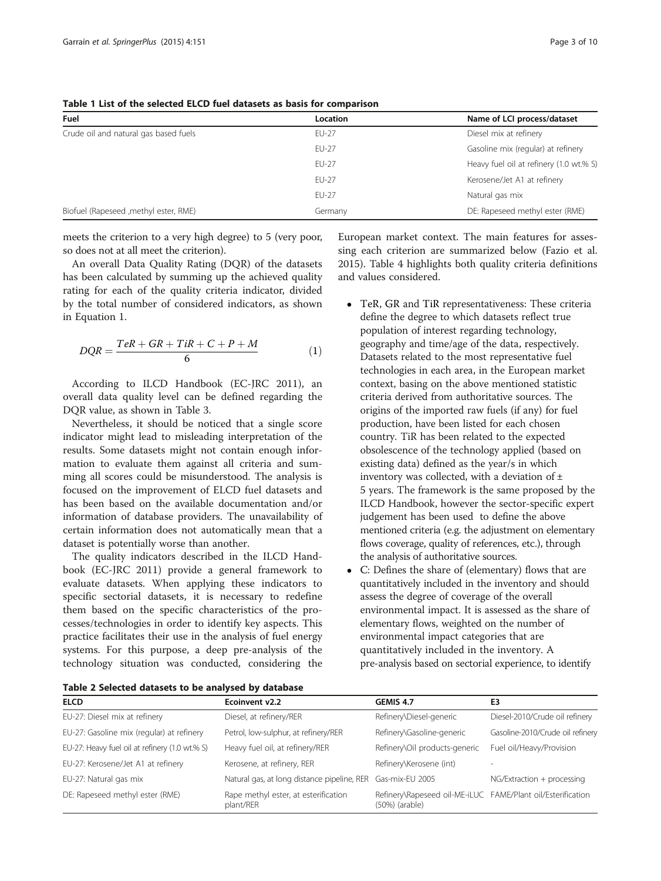**Table 1 List of the selected ELCD fuel datasets as basis for comparison**

| Fuel | Location | Name of LCI process/dataset |
|---|---|---|
| Crude oil and natural gas based fuels | EU-27 | Diesel mix at refinery |
| | EU-27 | Gasoline mix (regular) at refinery |
| | EU-27 | Heavy fuel oil at refinery (1.0 wt.% S) |
| | EU-27 | Kerosene/Jet A1 at refinery |
| | EU-27 | Natural gas mix |
| Biofuel (Rapeseed ,methyl ester, RME) | Germany | DE: Rapeseed methyl ester (RME) |

meets the criterion to a very high degree) to 5 (very poor, so does not at all meet the criterion).

An overall Data Quality Rating (DQR) of the datasets has been calculated by summing up the achieved quality rating for each of the quality criteria indicator, divided by the total number of considered indicators, as shown in Equation 1.

$$DQR = \frac{TeR + GR + TiR + C + P + M}{6} \quad (1)$$

According to ILCD Handbook (EC-JRC 2011), an overall data quality level can be defined regarding the DQR value, as shown in Table 3.

Nevertheless, it should be noticed that a single score indicator might lead to misleading interpretation of the results. Some datasets might not contain enough information to evaluate them against all criteria and summing all scores could be misunderstood. The analysis is focused on the improvement of ELCD fuel datasets and has been based on the available documentation and/or information of database providers. The unavailability of certain information does not automatically mean that a dataset is potentially worse than another.

The quality indicators described in the ILCD Handbook (EC-JRC 2011) provide a general framework to evaluate datasets. When applying these indicators to specific sectorial datasets, it is necessary to redefine them based on the specific characteristics of the processes/technologies in order to identify key aspects. This practice facilitates their use in the analysis of fuel energy systems. For this purpose, a deep pre-analysis of the technology situation was conducted, considering the European market context. The main features for assessing each criterion are summarized below (Fazio et al. 2015). Table 4 highlights both quality criteria definitions and values considered.

- TeR, GR and TiR representativeness: These criteria define the degree to which datasets reflect true population of interest regarding technology, geography and time/age of the data, respectively. Datasets related to the most representative fuel technologies in each area, in the European market context, basing on the above mentioned statistic criteria derived from authoritative sources. The origins of the imported raw fuels (if any) for fuel production, have been listed for each chosen country. TiR has been related to the expected obsolescence of the technology applied (based on existing data) defined as the year/s in which inventory was collected, with a deviation of ± 5 years. The framework is the same proposed by the ILCD Handbook, however the sector-specific expert judgement has been used to define the above mentioned criteria (e.g. the adjustment on elementary flows coverage, quality of references, etc.), through the analysis of authoritative sources.
- C: Defines the share of (elementary) flows that are quantitatively included in the inventory and should assess the degree of coverage of the overall environmental impact. It is assessed as the share of elementary flows, weighted on the number of environmental impact categories that are quantitatively included in the inventory. A pre-analysis based on sectorial experience, to identify

**Table 2 Selected datasets to be analysed by database**

| ELCD | Ecoinvent v2.2 | GEMIS 4.7 | E3 |
|---|---|---|---|
| EU-27: Diesel mix at refinery | Diesel, at refinery/RER | Refinery\Diesel-generic | Diesel-2010/Crude oil refinery |
| EU-27: Gasoline mix (regular) at refinery | Petrol, low-sulphur, at refinery/RER | Refinery\Gasoline-generic | Gasoline-2010/Crude oil refinery |
| EU-27: Heavy fuel oil at refinery (1.0 wt.% S) | Heavy fuel oil, at refinery/RER | Refinery\Oil products-generic | Fuel oil/Heavy/Provision |
| EU-27: Kerosene/Jet A1 at refinery | Kerosene, at refinery, RER | Refinery\Kerosene (int) | - |
| EU-27: Natural gas mix | Natural gas, at long distance pipeline, RER | Gas-mix-EU 2005 | NG/Extraction + processing |
| DE: Rapeseed methyl ester (RME) | Rape methyl ester, at esterification plant/RER | Refinery\Rapeseed oil-ME-iLUC (50%) (arable) | FAME/Plant oil/Esterification |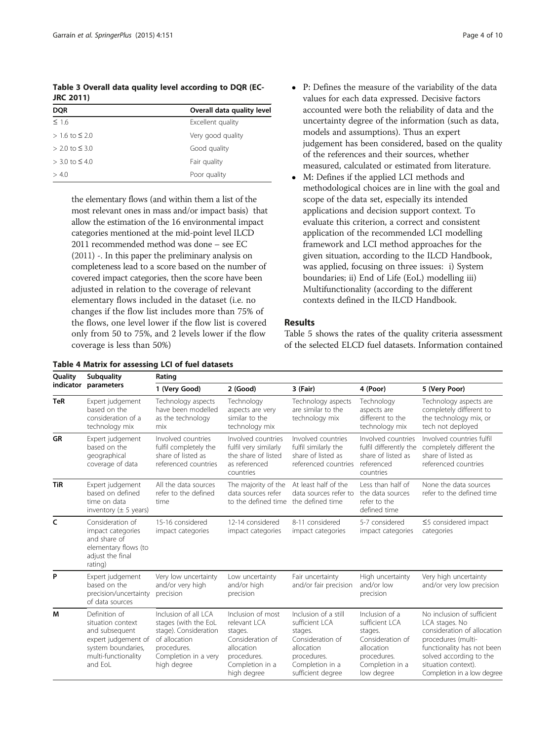**Table 3 Overall data quality level according to DQR (EC-JRC 2011)**

| DQR | Overall data quality level |
|---|---|
| ≤ 1.6 | Excellent quality |
| > 1.6 to ≤ 2.0 | Very good quality |
| > 2.0 to ≤ 3.0 | Good quality |
| > 3.0 to ≤ 4.0 | Fair quality |
| > 4.0 | Poor quality |

the elementary flows (and within them a list of the most relevant ones in mass and/or impact basis) that allow the estimation of the 16 environmental impact categories mentioned at the mid-point level ILCD 2011 recommended method was done – see EC (2011) -. In this paper the preliminary analysis on completeness lead to a score based on the number of covered impact categories, then the score have been adjusted in relation to the coverage of relevant elementary flows included in the dataset (i.e. no changes if the flow list includes more than 75% of the flows, one level lower if the flow list is covered only from 50 to 75%, and 2 levels lower if the flow coverage is less than 50%)

- P: Defines the measure of the variability of the data values for each data expressed. Decisive factors accounted were both the reliability of data and the uncertainty degree of the information (such as data, models and assumptions). Thus an expert judgement has been considered, based on the quality of the references and their sources, whether measured, calculated or estimated from literature.
- M: Defines if the applied LCI methods and methodological choices are in line with the goal and scope of the data set, especially its intended applications and decision support context. To evaluate this criterion, a correct and consistent application of the recommended LCI modelling framework and LCI method approaches for the given situation, according to the ILCD Handbook, was applied, focusing on three issues: i) System boundaries; ii) End of Life (EoL) modelling iii) Multifunctionality (according to the different contexts defined in the ILCD Handbook.

## Results

Table 5 shows the rates of the quality criteria assessment of the selected ELCD fuel datasets. Information contained

**Table 4 Matrix for assessing LCI of fuel datasets**

| Quality indicator | Subquality parameters | Rating | | | | |
|---|---|---|---|---|---|---|
| | | 1 (Very Good) | 2 (Good) | 3 (Fair) | 4 (Poor) | 5 (Very Poor) |
| **TeR** | Expert judgement based on the consideration of a technology mix | Technology aspects have been modelled as the technology mix | Technology aspects are very similar to the technology mix | Technology aspects are similar to the technology mix | Technology aspects are different to the technology mix | Technology aspects are completely different to the technology mix, or tech not deployed |
| **GR** | Expert judgement based on the geographical coverage of data | Involved countries fulfil completely the share of listed as referenced countries | Involved countries fulfil very similarly the share of listed as referenced countries | Involved countries fulfil similarly the share of listed as referenced countries | Involved countries fulfil differently the share of listed as referenced countries | Involved countries fulfil completely different the share of listed as referenced countries |
| **TiR** | Expert judgement based on defined time on data inventory (± 5 years) | All the data sources refer to the defined time | The majority of the data sources refer to the defined time | At least half of the data sources refer to the defined time | Less than half of the data sources refer to the defined time | None the data sources refer to the defined time |
| **C** | Consideration of impact categories and share of elementary flows (to adjust the final rating) | 15-16 considered impact categories | 12-14 considered impact categories | 8-11 considered impact categories | 5-7 considered impact categories | ≤5 considered impact categories |
| **P** | Expert judgement based on the precision/uncertainty of data sources | Very low uncertainty and/or very high precision | Low uncertainty and/or high precision | Fair uncertainty and/or fair precision | High uncertainty and/or low precision | Very high uncertainty and/or very low precision |
| **M** | Definition of situation context and subsequent expert judgement of system boundaries, multi-functionality and EoL | Inclusion of all LCA stages (with the EoL stage). Consideration of allocation procedures. Completion in a very high degree | Inclusion of most relevant LCA stages. Consideration of allocation procedures. Completion in a high degree | Inclusion of a still sufficient LCA stages. Consideration of allocation procedures. Completion in a sufficient degree | Inclusion of a sufficient LCA stages. Consideration of allocation procedures. Completion in a low degree | No inclusion of sufficient LCA stages. No consideration of allocation procedures (multi-functionality has not been solved according to the situation context). Completion in a low degree |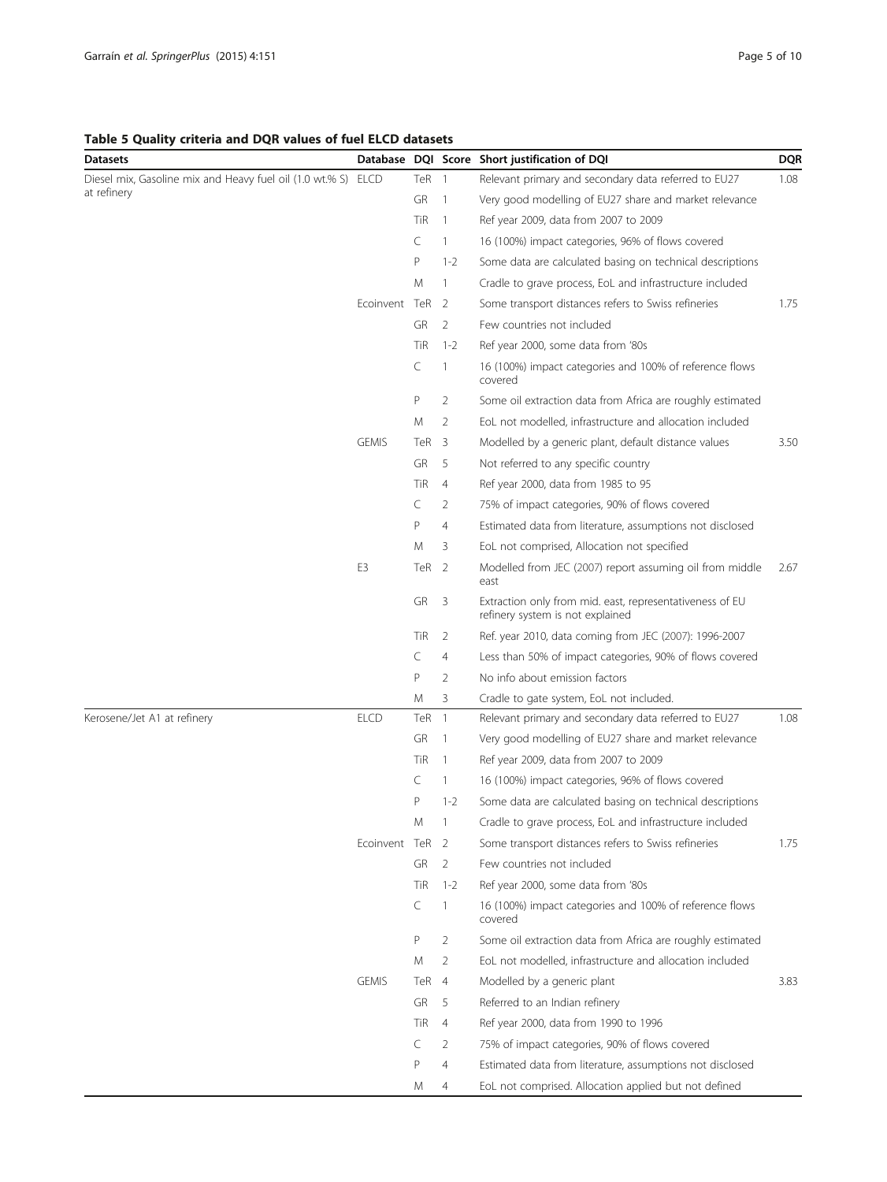**Table 5 Quality criteria and DQR values of fuel ELCD datasets**

| Datasets | Database | DQI | Score | Short justification of DQI | DQR |
|---|---|---|---|---|---|
| Diesel mix, Gasoline mix and Heavy fuel oil (1.0 wt.% S) at refinery | ELCD | TeR | 1 | Relevant primary and secondary data referred to EU27 | 1.08 |
| | | GR | 1 | Very good modelling of EU27 share and market relevance | |
| | | TiR | 1 | Ref year 2009, data from 2007 to 2009 | |
| | | C | 1 | 16 (100%) impact categories, 96% of flows covered | |
| | | P | 1-2 | Some data are calculated basing on technical descriptions | |
| | | M | 1 | Cradle to grave process, EoL and infrastructure included | |
| | Ecoinvent | TeR | 2 | Some transport distances refers to Swiss refineries | 1.75 |
| | | GR | 2 | Few countries not included | |
| | | TiR | 1-2 | Ref year 2000, some data from '80s | |
| | | C | 1 | 16 (100%) impact categories and 100% of reference flows covered | |
| | | P | 2 | Some oil extraction data from Africa are roughly estimated | |
| | | M | 2 | EoL not modelled, infrastructure and allocation included | |
| | GEMIS | TeR | 3 | Modelled by a generic plant, default distance values | 3.50 |
| | | GR | 5 | Not referred to any specific country | |
| | | TiR | 4 | Ref year 2000, data from 1985 to 95 | |
| | | C | 2 | 75% of impact categories, 90% of flows covered | |
| | | P | 4 | Estimated data from literature, assumptions not disclosed | |
| | | M | 3 | EoL not comprised, Allocation not specified | |
| | E3 | TeR | 2 | Modelled from JEC (2007) report assuming oil from middle east | 2.67 |
| | | GR | 3 | Extraction only from mid. east, representativeness of EU refinery system is not explained | |
| | | TiR | 2 | Ref. year 2010, data coming from JEC (2007): 1996-2007 | |
| | | C | 4 | Less than 50% of impact categories, 90% of flows covered | |
| | | P | 2 | No info about emission factors | |
| | | M | 3 | Cradle to gate system, EoL not included. | |
| Kerosene/Jet A1 at refinery | ELCD | TeR | 1 | Relevant primary and secondary data referred to EU27 | 1.08 |
| | | GR | 1 | Very good modelling of EU27 share and market relevance | |
| | | TiR | 1 | Ref year 2009, data from 2007 to 2009 | |
| | | C | 1 | 16 (100%) impact categories, 96% of flows covered | |
| | | P | 1-2 | Some data are calculated basing on technical descriptions | |
| | | M | 1 | Cradle to grave process, EoL and infrastructure included | |
| | Ecoinvent | TeR | 2 | Some transport distances refers to Swiss refineries | 1.75 |
| | | GR | 2 | Few countries not included | |
| | | TiR | 1-2 | Ref year 2000, some data from '80s | |
| | | C | 1 | 16 (100%) impact categories and 100% of reference flows covered | |
| | | P | 2 | Some oil extraction data from Africa are roughly estimated | |
| | | M | 2 | EoL not modelled, infrastructure and allocation included | |
| | GEMIS | TeR | 4 | Modelled by a generic plant | 3.83 |
| | | GR | 5 | Referred to an Indian refinery | |
| | | TiR | 4 | Ref year 2000, data from 1990 to 1996 | |
| | | C | 2 | 75% of impact categories, 90% of flows covered | |
| | | P | 4 | Estimated data from literature, assumptions not disclosed | |
| | | M | 4 | EoL not comprised. Allocation applied but not defined | |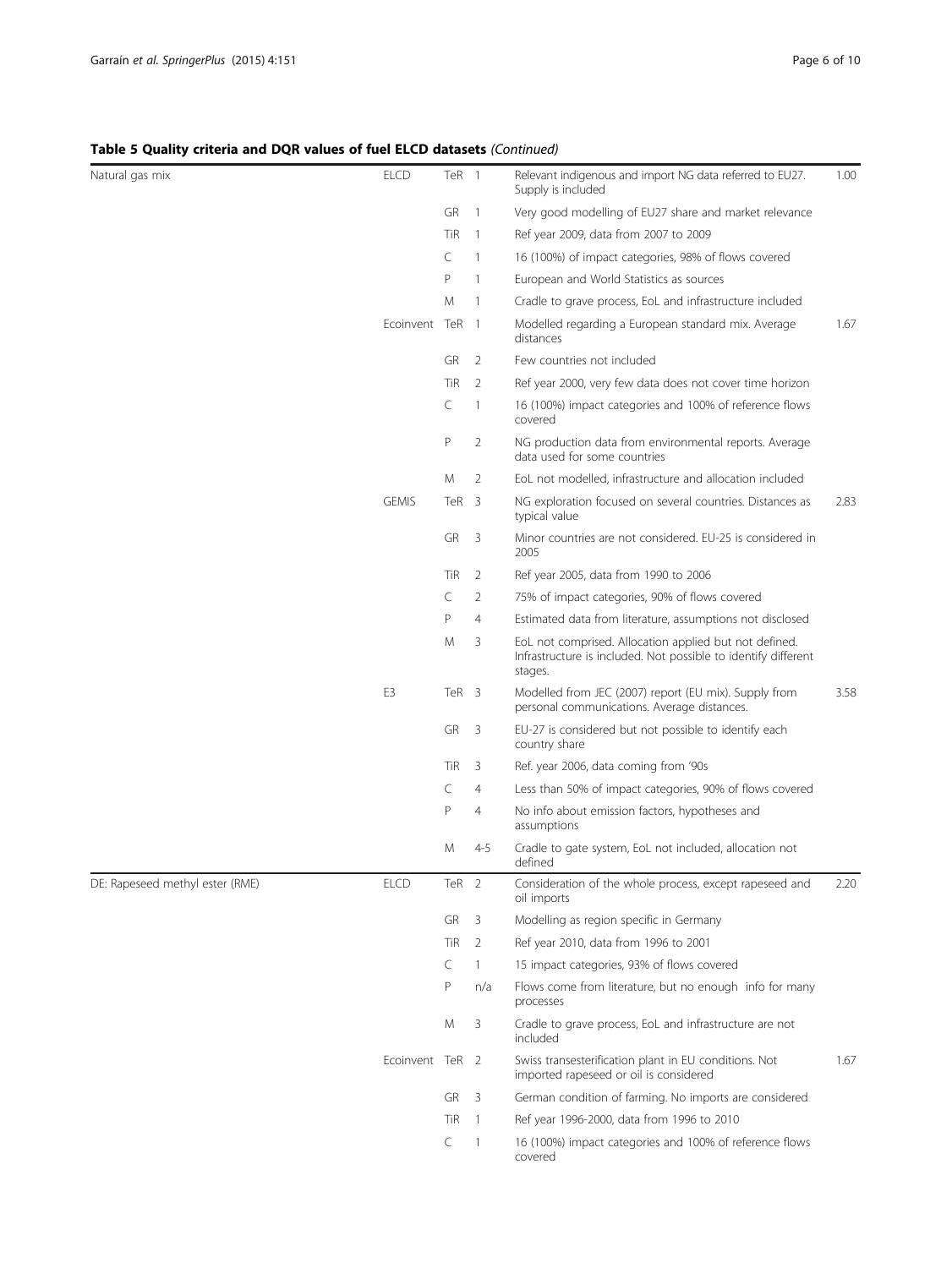**Table 5 Quality criteria and DQR values of fuel ELCD datasets** *(Continued)*

| | | | | | |
|---|---|---|---|---|---|
| Natural gas mix | ELCD | TeR | 1 | Relevant indigenous and import NG data referred to EU27. Supply is included | 1.00 |
| | | GR | 1 | Very good modelling of EU27 share and market relevance | |
| | | TiR | 1 | Ref year 2009, data from 2007 to 2009 | |
| | | C | 1 | 16 (100%) of impact categories, 98% of flows covered | |
| | | P | 1 | European and World Statistics as sources | |
| | | M | 1 | Cradle to grave process, EoL and infrastructure included | |
| | Ecoinvent | TeR | 1 | Modelled regarding a European standard mix. Average distances | 1.67 |
| | | GR | 2 | Few countries not included | |
| | | TiR | 2 | Ref year 2000, very few data does not cover time horizon | |
| | | C | 1 | 16 (100%) impact categories and 100% of reference flows covered | |
| | | P | 2 | NG production data from environmental reports. Average data used for some countries | |
| | | M | 2 | EoL not modelled, infrastructure and allocation included | |
| | GEMIS | TeR | 3 | NG exploration focused on several countries. Distances as typical value | 2.83 |
| | | GR | 3 | Minor countries are not considered. EU-25 is considered in 2005 | |
| | | TiR | 2 | Ref year 2005, data from 1990 to 2006 | |
| | | C | 2 | 75% of impact categories, 90% of flows covered | |
| | | P | 4 | Estimated data from literature, assumptions not disclosed | |
| | | M | 3 | EoL not comprised. Allocation applied but not defined. Infrastructure is included. Not possible to identify different stages. | |
| | E3 | TeR | 3 | Modelled from JEC (2007) report (EU mix). Supply from personal communications. Average distances. | 3.58 |
| | | GR | 3 | EU-27 is considered but not possible to identify each country share | |
| | | TiR | 3 | Ref. year 2006, data coming from '90s | |
| | | C | 4 | Less than 50% of impact categories, 90% of flows covered | |
| | | P | 4 | No info about emission factors, hypotheses and assumptions | |
| | | M | 4-5 | Cradle to gate system, EoL not included, allocation not defined | |
| DE: Rapeseed methyl ester (RME) | ELCD | TeR | 2 | Consideration of the whole process, except rapeseed and oil imports | 2.20 |
| | | GR | 3 | Modelling as region specific in Germany | |
| | | TiR | 2 | Ref year 2010, data from 1996 to 2001 | |
| | | C | 1 | 15 impact categories, 93% of flows covered | |
| | | P | n/a | Flows come from literature, but no enough info for many processes | |
| | | M | 3 | Cradle to grave process, EoL and infrastructure are not included | |
| | Ecoinvent | TeR | 2 | Swiss transesterification plant in EU conditions. Not imported rapeseed or oil is considered | 1.67 |
| | | GR | 3 | German condition of farming. No imports are considered | |
| | | TiR | 1 | Ref year 1996-2000, data from 1996 to 2010 | |
| | | C | 1 | 16 (100%) impact categories and 100% of reference flows covered | |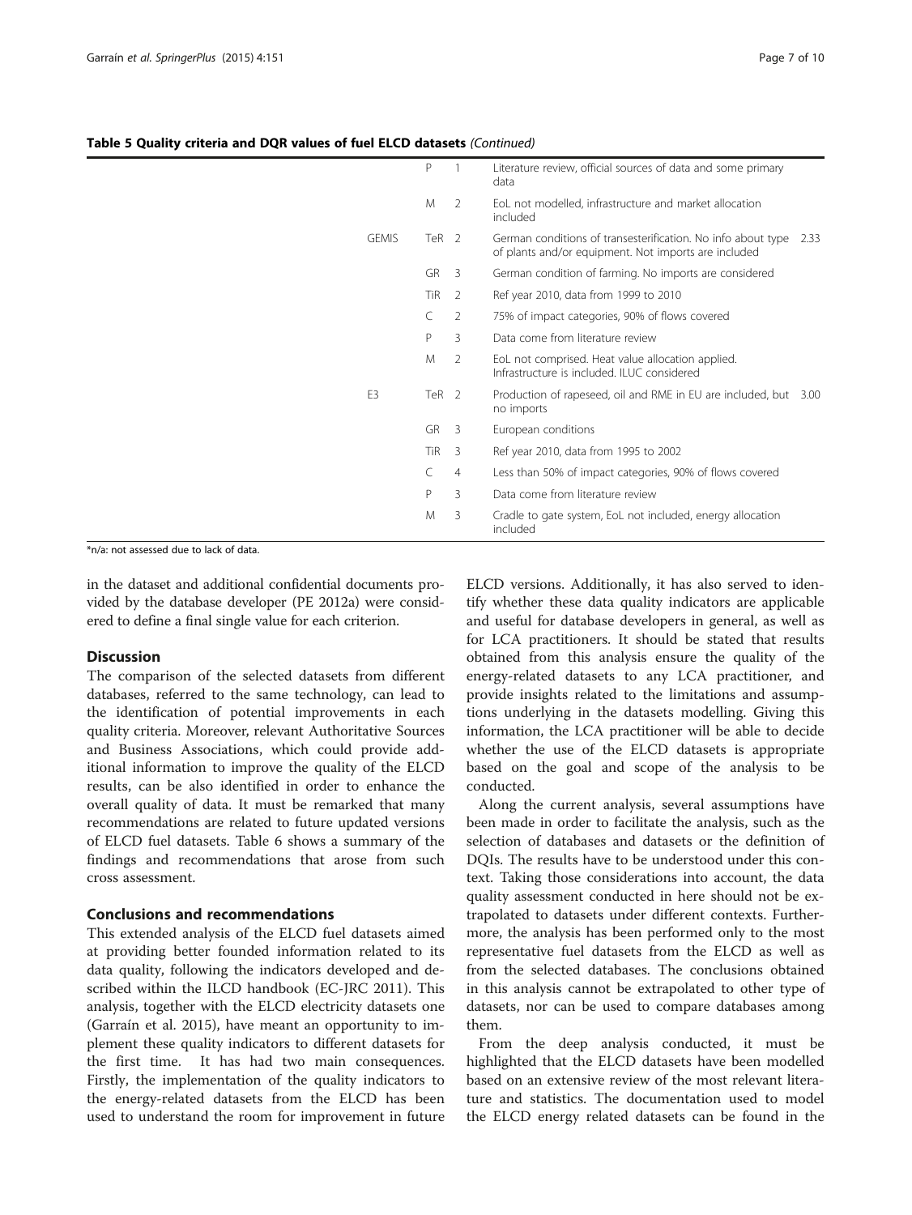**Table 5 Quality criteria and DQR values of fuel ELCD datasets** *(Continued)*

| | | | | |
|---|---|---|---|---|
| | P | 1 | Literature review, official sources of data and some primary data | |
| | M | 2 | EoL not modelled, infrastructure and market allocation included | |
| GEMIS | TeR | 2 | German conditions of transesterification. No info about type of plants and/or equipment. Not imports are included | 2.33 |
| | GR | 3 | German condition of farming. No imports are considered | |
| | TiR | 2 | Ref year 2010, data from 1999 to 2010 | |
| | C | 2 | 75% of impact categories, 90% of flows covered | |
| | P | 3 | Data come from literature review | |
| | M | 2 | EoL not comprised. Heat value allocation applied. Infrastructure is included. ILUC considered | |
| E3 | TeR | 2 | Production of rapeseed, oil and RME in EU are included, but no imports | 3.00 |
| | GR | 3 | European conditions | |
| | TiR | 3 | Ref year 2010, data from 1995 to 2002 | |
| | C | 4 | Less than 50% of impact categories, 90% of flows covered | |
| | P | 3 | Data come from literature review | |
| | M | 3 | Cradle to gate system, EoL not included, energy allocation included | |

*n/a: not assessed due to lack of data.

in the dataset and additional confidential documents provided by the database developer (PE 2012a) were considered to define a final single value for each criterion.

## Discussion

The comparison of the selected datasets from different databases, referred to the same technology, can lead to the identification of potential improvements in each quality criteria. Moreover, relevant Authoritative Sources and Business Associations, which could provide additional information to improve the quality of the ELCD results, can be also identified in order to enhance the overall quality of data. It must be remarked that many recommendations are related to future updated versions of ELCD fuel datasets. Table 6 shows a summary of the findings and recommendations that arose from such cross assessment.

## Conclusions and recommendations

This extended analysis of the ELCD fuel datasets aimed at providing better founded information related to its data quality, following the indicators developed and described within the ILCD handbook (EC-JRC 2011). This analysis, together with the ELCD electricity datasets one (Garraín et al. 2015), have meant an opportunity to implement these quality indicators to different datasets for the first time. It has had two main consequences. Firstly, the implementation of the quality indicators to the energy-related datasets from the ELCD has been used to understand the room for improvement in future ELCD versions. Additionally, it has also served to identify whether these data quality indicators are applicable and useful for database developers in general, as well as for LCA practitioners. It should be stated that results obtained from this analysis ensure the quality of the energy-related datasets to any LCA practitioner, and provide insights related to the limitations and assumptions underlying in the datasets modelling. Giving this information, the LCA practitioner will be able to decide whether the use of the ELCD datasets is appropriate based on the goal and scope of the analysis to be conducted.

Along the current analysis, several assumptions have been made in order to facilitate the analysis, such as the selection of databases and datasets or the definition of DQIs. The results have to be understood under this context. Taking those considerations into account, the data quality assessment conducted in here should not be extrapolated to datasets under different contexts. Furthermore, the analysis has been performed only to the most representative fuel datasets from the ELCD as well as from the selected databases. The conclusions obtained in this analysis cannot be extrapolated to other type of datasets, nor can be used to compare databases among them.

From the deep analysis conducted, it must be highlighted that the ELCD datasets have been modelled based on an extensive review of the most relevant literature and statistics. The documentation used to model the ELCD energy related datasets can be found in the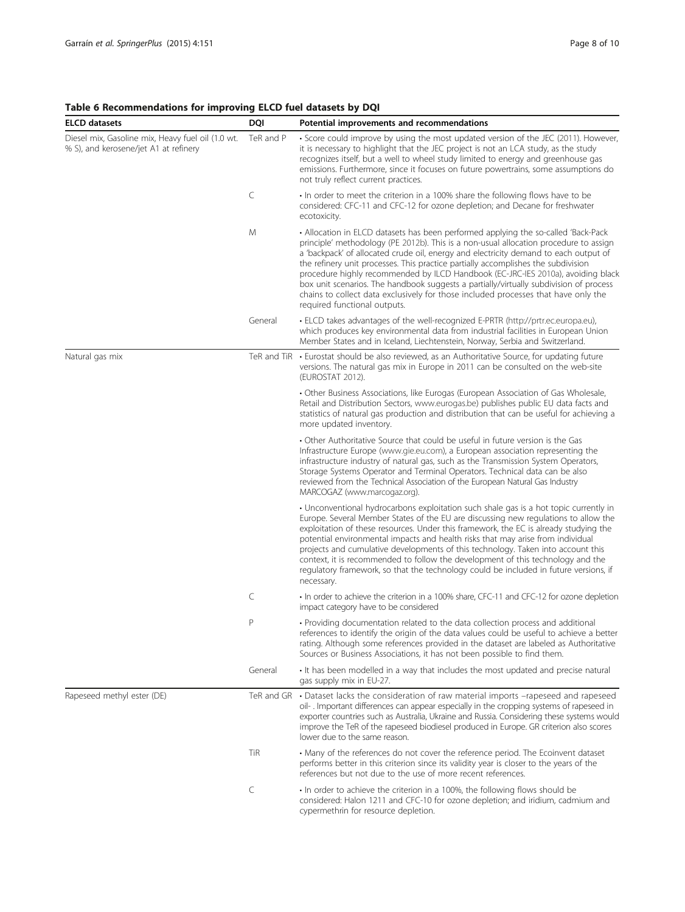**Table 6 Recommendations for improving ELCD fuel datasets by DQI**

| ELCD datasets | DQI | Potential improvements and recommendations |
|---|---|---|
| Diesel mix, Gasoline mix, Heavy fuel oil (1.0 wt. % S), and kerosene/jet A1 at refinery | TeR and P | • Score could improve by using the most updated version of the JEC (2011). However, it is necessary to highlight that the JEC project is not an LCA study, as the study recognizes itself, but a well to wheel study limited to energy and greenhouse gas emissions. Furthermore, since it focuses on future powertrains, some assumptions do not truly reflect current practices. |
| | C | • In order to meet the criterion in a 100% share the following flows have to be considered: CFC-11 and CFC-12 for ozone depletion; and Decane for freshwater ecotoxicity. |
| | M | • Allocation in ELCD datasets has been performed applying the so-called 'Back-Pack principle' methodology (PE 2012b). This is a non-usual allocation procedure to assign a 'backpack' of allocated crude oil, energy and electricity demand to each output of the refinery unit processes. This practice partially accomplishes the subdivision procedure highly recommended by ILCD Handbook (EC-JRC-IES 2010a), avoiding black box unit scenarios. The handbook suggests a partially/virtually subdivision of process chains to collect data exclusively for those included processes that have only the required functional outputs. |
| | General | • ELCD takes advantages of the well-recognized E-PRTR (http://prtr.ec.europa.eu), which produces key environmental data from industrial facilities in European Union Member States and in Iceland, Liechtenstein, Norway, Serbia and Switzerland. |
| Natural gas mix | TeR and TiR | • Eurostat should be also reviewed, as an Authoritative Source, for updating future versions. The natural gas mix in Europe in 2011 can be consulted on the web-site (EUROSTAT 2012). |
| | | • Other Business Associations, like Eurogas (European Association of Gas Wholesale, Retail and Distribution Sectors, www.eurogas.be) publishes public EU data facts and statistics of natural gas production and distribution that can be useful for achieving a more updated inventory. |
| | | • Other Authoritative Source that could be useful in future version is the Gas Infrastructure Europe (www.gie.eu.com), a European association representing the infrastructure industry of natural gas, such as the Transmission System Operators, Storage Systems Operator and Terminal Operators. Technical data can be also reviewed from the Technical Association of the European Natural Gas Industry MARCOGAZ (www.marcogaz.org). |
| | | • Unconventional hydrocarbons exploitation such shale gas is a hot topic currently in Europe. Several Member States of the EU are discussing new regulations to allow the exploitation of these resources. Under this framework, the EC is already studying the potential environmental impacts and health risks that may arise from individual projects and cumulative developments of this technology. Taken into account this context, it is recommended to follow the development of this technology and the regulatory framework, so that the technology could be included in future versions, if necessary. |
| | C | • In order to achieve the criterion in a 100% share, CFC-11 and CFC-12 for ozone depletion impact category have to be considered |
| | P | • Providing documentation related to the data collection process and additional references to identify the origin of the data values could be useful to achieve a better rating. Although some references provided in the dataset are labeled as Authoritative Sources or Business Associations, it has not been possible to find them. |
| | General | • It has been modelled in a way that includes the most updated and precise natural gas supply mix in EU-27. |
| Rapeseed methyl ester (DE) | TeR and GR | • Dataset lacks the consideration of raw material imports –rapeseed and rapeseed oil- . Important differences can appear especially in the cropping systems of rapeseed in exporter countries such as Australia, Ukraine and Russia. Considering these systems would improve the TeR of the rapeseed biodiesel produced in Europe. GR criterion also scores lower due to the same reason. |
| | TiR | • Many of the references do not cover the reference period. The Ecoinvent dataset performs better in this criterion since its validity year is closer to the years of the references but not due to the use of more recent references. |
| | C | • In order to achieve the criterion in a 100%, the following flows should be considered: Halon 1211 and CFC-10 for ozone depletion; and iridium, cadmium and cypermethrin for resource depletion. |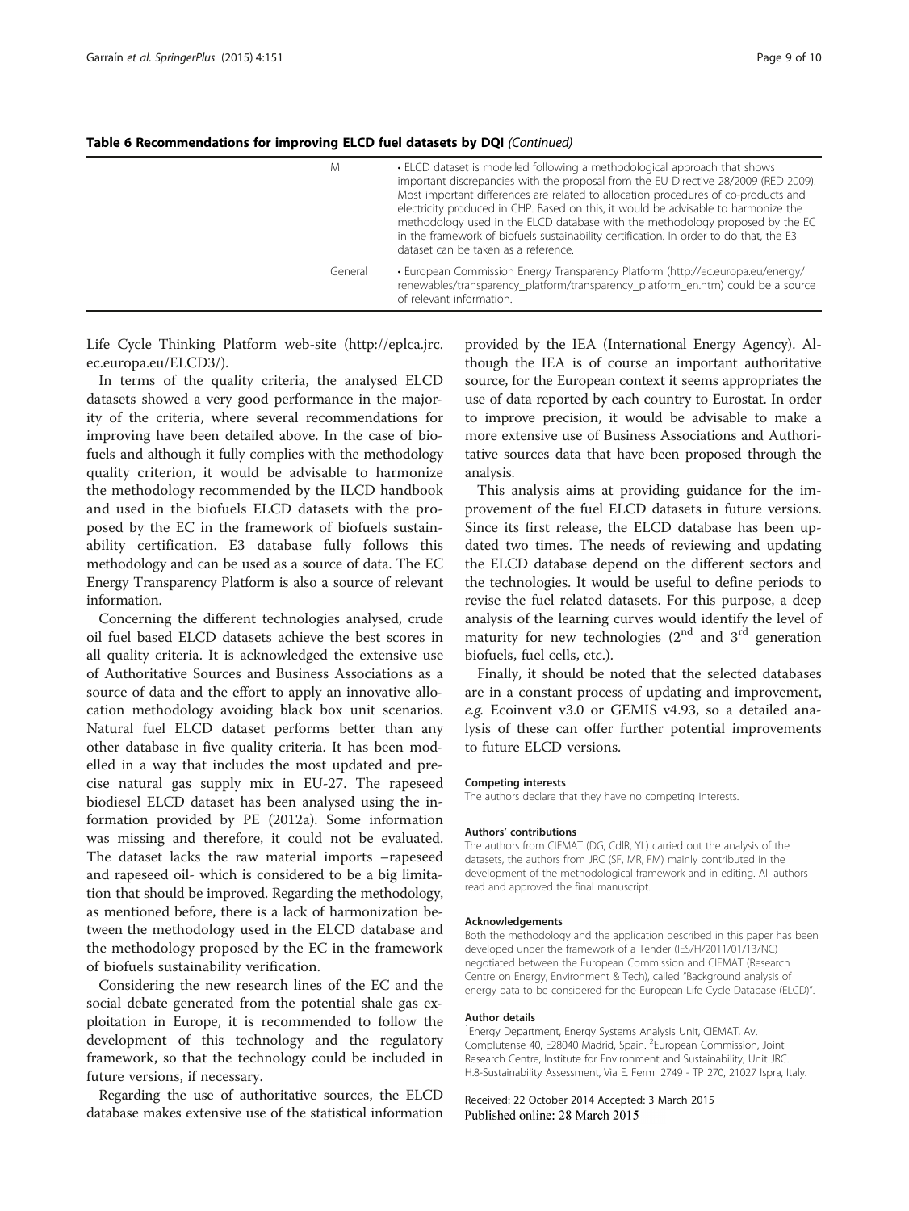**Table 6 Recommendations for improving ELCD fuel datasets by DQI** *(Continued)*

| | | |
|---|---|---|
| | M | • ELCD dataset is modelled following a methodological approach that shows important discrepancies with the proposal from the EU Directive 28/2009 (RED 2009). Most important differences are related to allocation procedures of co-products and electricity produced in CHP. Based on this, it would be advisable to harmonize the methodology used in the ELCD database with the methodology proposed by the EC in the framework of biofuels sustainability certification. In order to do that, the E3 dataset can be taken as a reference. |
| | General | • European Commission Energy Transparency Platform (http://ec.europa.eu/energy/renewables/transparency_platform/transparency_platform_en.htm) could be a source of relevant information. |

Life Cycle Thinking Platform web-site (http://eplca.jrc.ec.europa.eu/ELCD3/).

In terms of the quality criteria, the analysed ELCD datasets showed a very good performance in the majority of the criteria, where several recommendations for improving have been detailed above. In the case of biofuels and although it fully complies with the methodology quality criterion, it would be advisable to harmonize the methodology recommended by the ILCD handbook and used in the biofuels ELCD datasets with the proposed by the EC in the framework of biofuels sustainability certification. E3 database fully follows this methodology and can be used as a source of data. The EC Energy Transparency Platform is also a source of relevant information.

Concerning the different technologies analysed, crude oil fuel based ELCD datasets achieve the best scores in all quality criteria. It is acknowledged the extensive use of Authoritative Sources and Business Associations as a source of data and the effort to apply an innovative allocation methodology avoiding black box unit scenarios. Natural fuel ELCD dataset performs better than any other database in five quality criteria. It has been modelled in a way that includes the most updated and precise natural gas supply mix in EU-27. The rapeseed biodiesel ELCD dataset has been analysed using the information provided by PE (2012a). Some information was missing and therefore, it could not be evaluated. The dataset lacks the raw material imports –rapeseed and rapeseed oil- which is considered to be a big limitation that should be improved. Regarding the methodology, as mentioned before, there is a lack of harmonization between the methodology used in the ELCD database and the methodology proposed by the EC in the framework of biofuels sustainability verification.

Considering the new research lines of the EC and the social debate generated from the potential shale gas exploitation in Europe, it is recommended to follow the development of this technology and the regulatory framework, so that the technology could be included in future versions, if necessary.

Regarding the use of authoritative sources, the ELCD database makes extensive use of the statistical information provided by the IEA (International Energy Agency). Although the IEA is of course an important authoritative source, for the European context it seems appropriates the use of data reported by each country to Eurostat. In order to improve precision, it would be advisable to make a more extensive use of Business Associations and Authoritative sources data that have been proposed through the analysis.

This analysis aims at providing guidance for the improvement of the fuel ELCD datasets in future versions. Since its first release, the ELCD database has been updated two times. The needs of reviewing and updating the ELCD database depend on the different sectors and the technologies. It would be useful to define periods to revise the fuel related datasets. For this purpose, a deep analysis of the learning curves would identify the level of maturity for new technologies ($2^{nd}$ and $3^{rd}$ generation biofuels, fuel cells, etc.).

Finally, it should be noted that the selected databases are in a constant process of updating and improvement, *e.g.* Ecoinvent v3.0 or GEMIS v4.93, so a detailed analysis of these can offer further potential improvements to future ELCD versions.

#### Competing interests
The authors declare that they have no competing interests.

#### Authors' contributions
The authors from CIEMAT (DG, CdlR, YL) carried out the analysis of the datasets, the authors from JRC (SF, MR, FM) mainly contributed in the development of the methodological framework and in editing. All authors read and approved the final manuscript.

#### Acknowledgements
Both the methodology and the application described in this paper has been developed under the framework of a Tender (IES/H/2011/01/13/NC) negotiated between the European Commission and CIEMAT (Research Centre on Energy, Environment & Tech), called "Background analysis of energy data to be considered for the European Life Cycle Database (ELCD)".

#### Author details
[1]Energy Department, Energy Systems Analysis Unit, CIEMAT, Av. Complutense 40, E28040 Madrid, Spain. [2]European Commission, Joint Research Centre, Institute for Environment and Sustainability, Unit JRC. H.8-Sustainability Assessment, Via E. Fermi 2749 - TP 270, 21027 Ispra, Italy.

Received: 22 October 2014 Accepted: 3 March 2015
Published online: 28 March 2015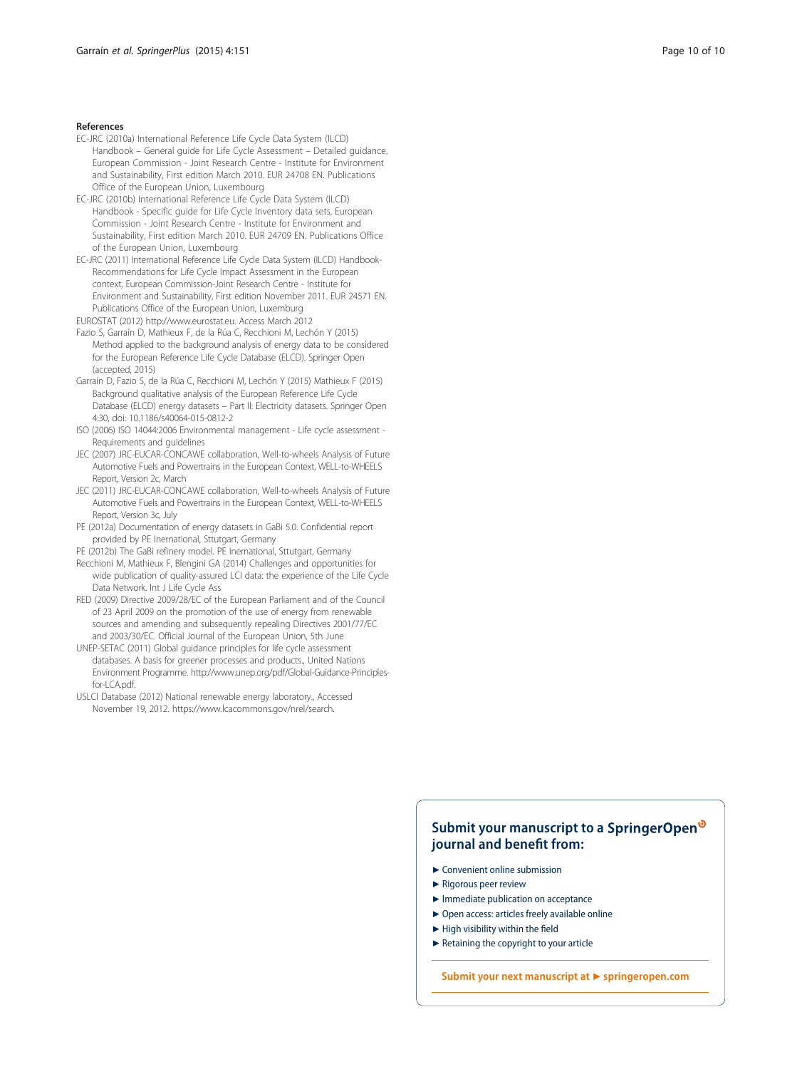### References

EC-JRC (2010a) International Reference Life Cycle Data System (ILCD) Handbook – General guide for Life Cycle Assessment – Detailed guidance, European Commission - Joint Research Centre - Institute for Environment and Sustainability, First edition March 2010. EUR 24708 EN. Publications Office of the European Union, Luxembourg

EC-JRC (2010b) International Reference Life Cycle Data System (ILCD) Handbook - Specific guide for Life Cycle Inventory data sets, European Commission - Joint Research Centre - Institute for Environment and Sustainability, First edition March 2010. EUR 24709 EN. Publications Office of the European Union, Luxembourg

EC-JRC (2011) International Reference Life Cycle Data System (ILCD) Handbook- Recommendations for Life Cycle Impact Assessment in the European context, European Commission-Joint Research Centre - Institute for Environment and Sustainability, First edition November 2011. EUR 24571 EN. Publications Office of the European Union, Luxemburg

EUROSTAT (2012) http://www.eurostat.eu. Access March 2012

Fazio S, Garraín D, Mathieux F, de la Rúa C, Recchioni M, Lechón Y (2015) Method applied to the background analysis of energy data to be considered for the European Reference Life Cycle Database (ELCD). Springer Open (accepted, 2015)

Garraín D, Fazio S, de la Rúa C, Recchioni M, Lechón Y (2015) Mathieux F (2015) Background qualitative analysis of the European Reference Life Cycle Database (ELCD) energy datasets – Part II: Electricity datasets. Springer Open 4:30, doi: 10.1186/s40064-015-0812-2

ISO (2006) ISO 14044:2006 Environmental management - Life cycle assessment - Requirements and guidelines

JEC (2007) JRC-EUCAR-CONCAWE collaboration, Well-to-wheels Analysis of Future Automotive Fuels and Powertrains in the European Context, WELL-to-WHEELS Report, Version 2c, March

JEC (2011) JRC-EUCAR-CONCAWE collaboration, Well-to-wheels Analysis of Future Automotive Fuels and Powertrains in the European Context, WELL-to-WHEELS Report, Version 3c, July

PE (2012a) Documentation of energy datasets in GaBi 5.0. Confidential report provided by PE Inernational, Sttutgart, Germany

PE (2012b) The GaBi refinery model. PE Inernational, Sttutgart, Germany

Recchioni M, Mathieux F, Blengini GA (2014) Challenges and opportunities for wide publication of quality-assured LCI data: the experience of the Life Cycle Data Network. Int J Life Cycle Ass

RED (2009) Directive 2009/28/EC of the European Parliament and of the Council of 23 April 2009 on the promotion of the use of energy from renewable sources and amending and subsequently repealing Directives 2001/77/EC and 2003/30/EC. Official Journal of the European Union, 5th June

UNEP-SETAC (2011) Global guidance principles for life cycle assessment databases. A basis for greener processes and products., United Nations Environment Programme. http://www.unep.org/pdf/Global-Guidance-Principles-for-LCA.pdf.

USLCI Database (2012) National renewable energy laboratory., Accessed November 19, 2012. https://www.lcacommons.gov/nrel/search.

**Submit your manuscript to a SpringerOpen journal and benefit from:**

- ► Convenient online submission
- ► Rigorous peer review
- ► Immediate publication on acceptance
- ► Open access: articles freely available online
- ► High visibility within the field
- ► Retaining the copyright to your article

**Submit your next manuscript at ► springeropen.com**